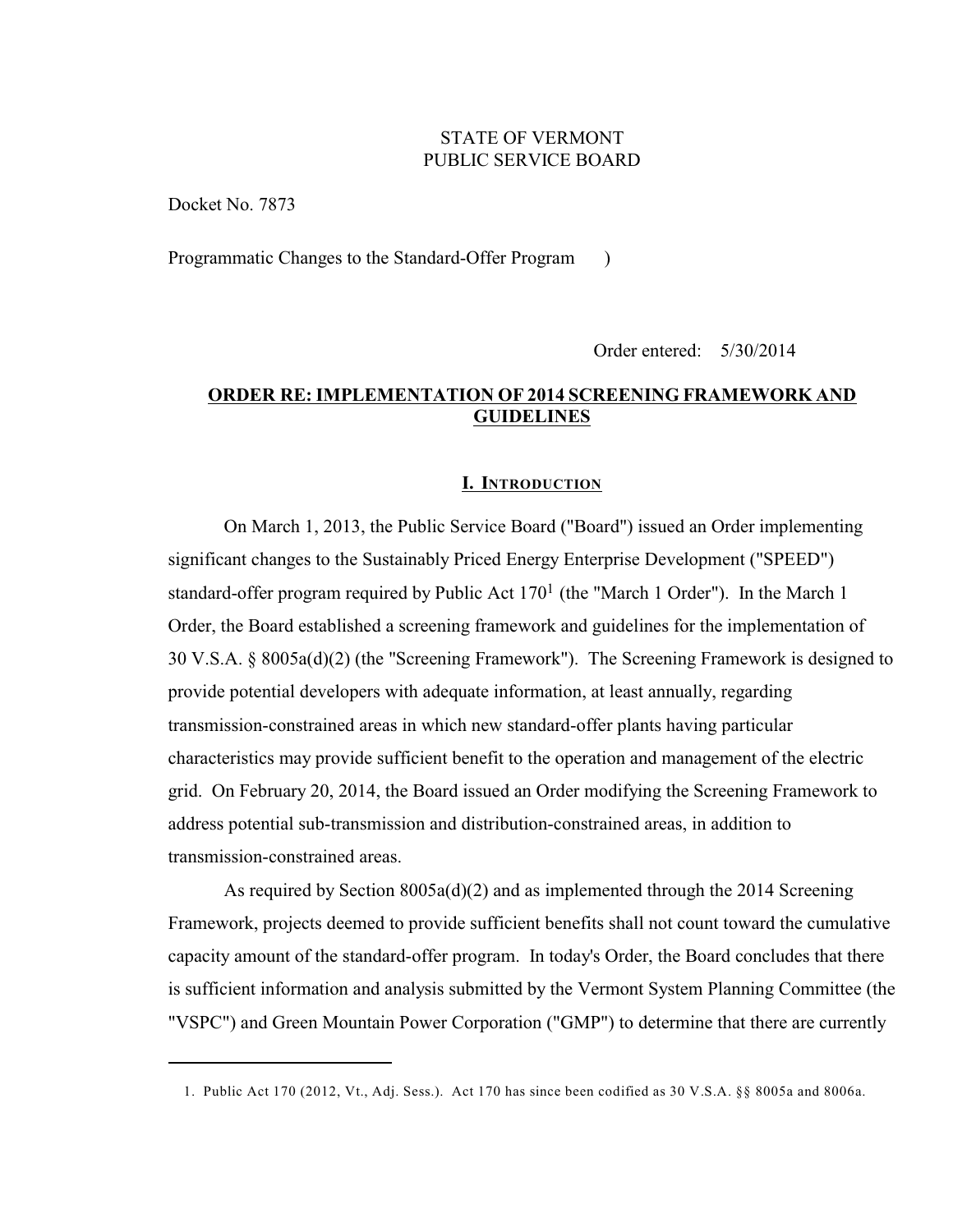STATE OF VERMONT
PUBLIC SERVICE BOARD

Docket No. 7873

Programmatic Changes to the Standard-Offer Program )

Order entered: 5/30/2014

## ORDER RE: IMPLEMENTATION OF 2014 SCREENING FRAMEWORK AND GUIDELINES

## I. INTRODUCTION

On March 1, 2013, the Public Service Board ("Board") issued an Order implementing significant changes to the Sustainably Priced Energy Enterprise Development ("SPEED") standard-offer program required by Public Act 170[1] (the "March 1 Order"). In the March 1 Order, the Board established a screening framework and guidelines for the implementation of 30 V.S.A. § 8005a(d)(2) (the "Screening Framework"). The Screening Framework is designed to provide potential developers with adequate information, at least annually, regarding transmission-constrained areas in which new standard-offer plants having particular characteristics may provide sufficient benefit to the operation and management of the electric grid. On February 20, 2014, the Board issued an Order modifying the Screening Framework to address potential sub-transmission and distribution-constrained areas, in addition to transmission-constrained areas.

As required by Section 8005a(d)(2) and as implemented through the 2014 Screening Framework, projects deemed to provide sufficient benefits shall not count toward the cumulative capacity amount of the standard-offer program. In today's Order, the Board concludes that there is sufficient information and analysis submitted by the Vermont System Planning Committee (the "VSPC") and Green Mountain Power Corporation ("GMP") to determine that there are currently

1. Public Act 170 (2012, Vt., Adj. Sess.). Act 170 has since been codified as 30 V.S.A. §§ 8005a and 8006a.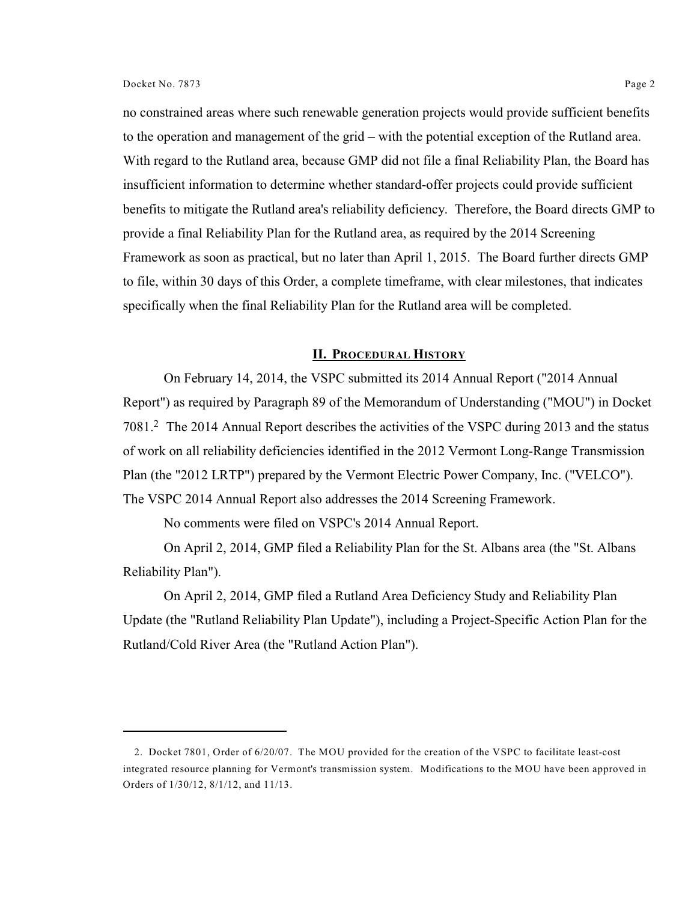no constrained areas where such renewable generation projects would provide sufficient benefits to the operation and management of the grid – with the potential exception of the Rutland area. With regard to the Rutland area, because GMP did not file a final Reliability Plan, the Board has insufficient information to determine whether standard-offer projects could provide sufficient benefits to mitigate the Rutland area's reliability deficiency. Therefore, the Board directs GMP to provide a final Reliability Plan for the Rutland area, as required by the 2014 Screening Framework as soon as practical, but no later than April 1, 2015. The Board further directs GMP to file, within 30 days of this Order, a complete timeframe, with clear milestones, that indicates specifically when the final Reliability Plan for the Rutland area will be completed.

## II. PROCEDURAL HISTORY

On February 14, 2014, the VSPC submitted its 2014 Annual Report ("2014 Annual Report") as required by Paragraph 89 of the Memorandum of Understanding ("MOU") in Docket 7081.[2] The 2014 Annual Report describes the activities of the VSPC during 2013 and the status of work on all reliability deficiencies identified in the 2012 Vermont Long-Range Transmission Plan (the "2012 LRTP") prepared by the Vermont Electric Power Company, Inc. ("VELCO"). The VSPC 2014 Annual Report also addresses the 2014 Screening Framework.

No comments were filed on VSPC's 2014 Annual Report.

On April 2, 2014, GMP filed a Reliability Plan for the St. Albans area (the "St. Albans Reliability Plan").

On April 2, 2014, GMP filed a Rutland Area Deficiency Study and Reliability Plan Update (the "Rutland Reliability Plan Update"), including a Project-Specific Action Plan for the Rutland/Cold River Area (the "Rutland Action Plan").

---

2. Docket 7801, Order of 6/20/07. The MOU provided for the creation of the VSPC to facilitate least-cost integrated resource planning for Vermont's transmission system. Modifications to the MOU have been approved in Orders of 1/30/12, 8/1/12, and 11/13.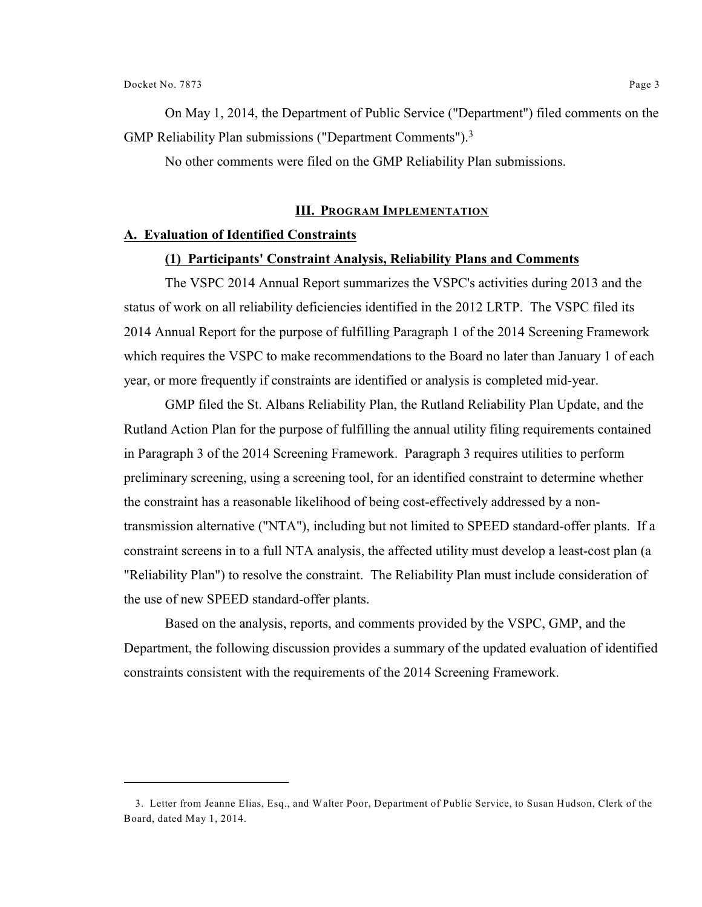On May 1, 2014, the Department of Public Service ("Department") filed comments on the GMP Reliability Plan submissions ("Department Comments").[3]

No other comments were filed on the GMP Reliability Plan submissions.

## III. Program Implementation

### A. Evaluation of Identified Constraints

#### (1) Participants' Constraint Analysis, Reliability Plans and Comments

The VSPC 2014 Annual Report summarizes the VSPC's activities during 2013 and the status of work on all reliability deficiencies identified in the 2012 LRTP. The VSPC filed its 2014 Annual Report for the purpose of fulfilling Paragraph 1 of the 2014 Screening Framework which requires the VSPC to make recommendations to the Board no later than January 1 of each year, or more frequently if constraints are identified or analysis is completed mid-year.

GMP filed the St. Albans Reliability Plan, the Rutland Reliability Plan Update, and the Rutland Action Plan for the purpose of fulfilling the annual utility filing requirements contained in Paragraph 3 of the 2014 Screening Framework. Paragraph 3 requires utilities to perform preliminary screening, using a screening tool, for an identified constraint to determine whether the constraint has a reasonable likelihood of being cost-effectively addressed by a non-transmission alternative ("NTA"), including but not limited to SPEED standard-offer plants. If a constraint screens in to a full NTA analysis, the affected utility must develop a least-cost plan (a "Reliability Plan") to resolve the constraint. The Reliability Plan must include consideration of the use of new SPEED standard-offer plants.

Based on the analysis, reports, and comments provided by the VSPC, GMP, and the Department, the following discussion provides a summary of the updated evaluation of identified constraints consistent with the requirements of the 2014 Screening Framework.

---

3. Letter from Jeanne Elias, Esq., and Walter Poor, Department of Public Service, to Susan Hudson, Clerk of the Board, dated May 1, 2014.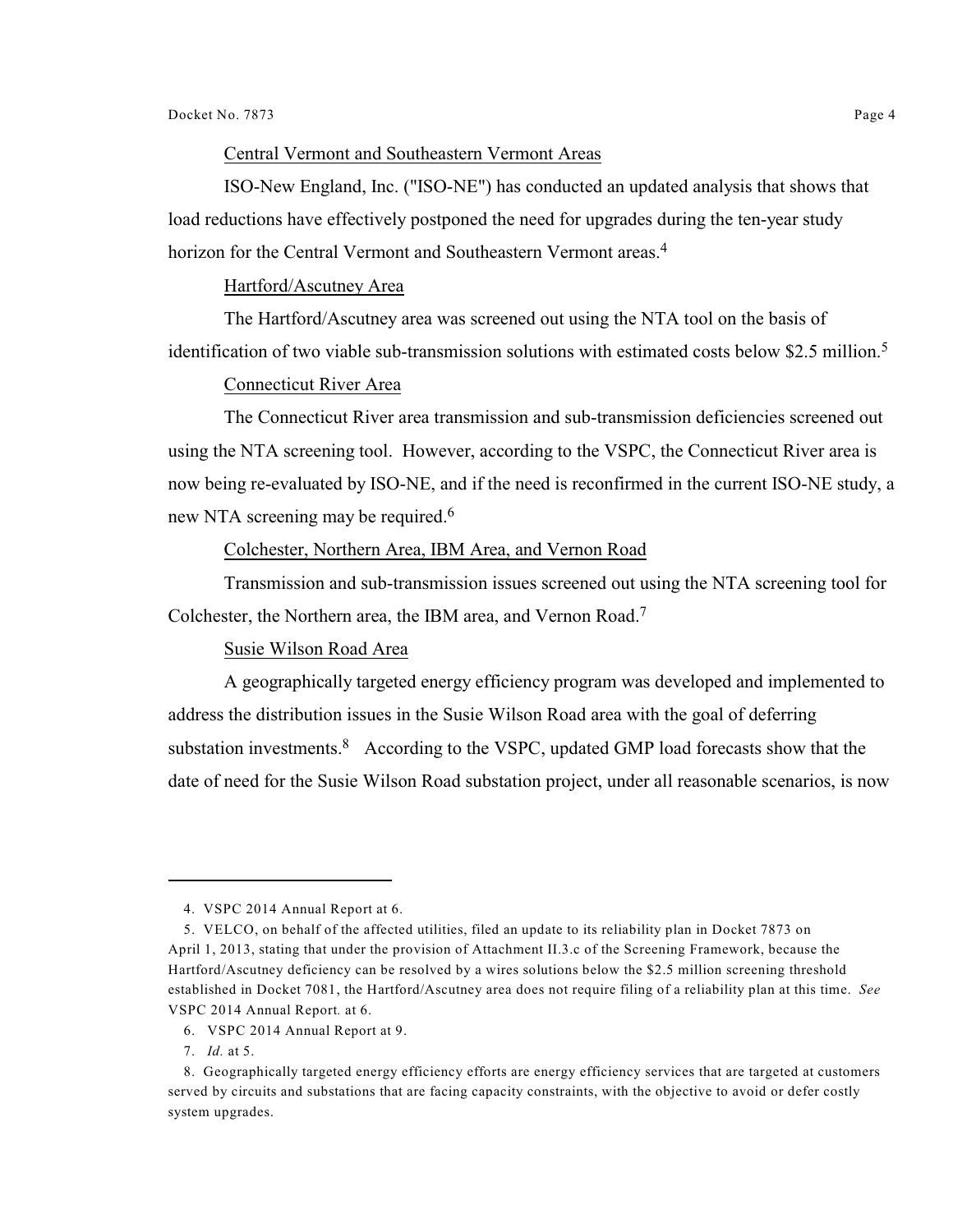Central Vermont and Southeastern Vermont Areas

ISO-New England, Inc. ("ISO-NE") has conducted an updated analysis that shows that load reductions have effectively postponed the need for upgrades during the ten-year study horizon for the Central Vermont and Southeastern Vermont areas.[4]

Hartford/Ascutney Area

The Hartford/Ascutney area was screened out using the NTA tool on the basis of identification of two viable sub-transmission solutions with estimated costs below $2.5 million.[5]

Connecticut River Area

The Connecticut River area transmission and sub-transmission deficiencies screened out using the NTA screening tool. However, according to the VSPC, the Connecticut River area is now being re-evaluated by ISO-NE, and if the need is reconfirmed in the current ISO-NE study, a new NTA screening may be required.[6]

Colchester, Northern Area, IBM Area, and Vernon Road

Transmission and sub-transmission issues screened out using the NTA screening tool for Colchester, the Northern area, the IBM area, and Vernon Road.[7]

Susie Wilson Road Area

A geographically targeted energy efficiency program was developed and implemented to address the distribution issues in the Susie Wilson Road area with the goal of deferring substation investments.[8] According to the VSPC, updated GMP load forecasts show that the date of need for the Susie Wilson Road substation project, under all reasonable scenarios, is now

---

4. VSPC 2014 Annual Report at 6.

5. VELCO, on behalf of the affected utilities, filed an update to its reliability plan in Docket 7873 on April 1, 2013, stating that under the provision of Attachment II.3.c of the Screening Framework, because the Hartford/Ascutney deficiency can be resolved by a wires solutions below the $2.5 million screening threshold established in Docket 7081, the Hartford/Ascutney area does not require filing of a reliability plan at this time. *See* VSPC 2014 Annual Report*.* at 6.

6. VSPC 2014 Annual Report at 9.

7. *Id.* at 5.

8. Geographically targeted energy efficiency efforts are energy efficiency services that are targeted at customers served by circuits and substations that are facing capacity constraints, with the objective to avoid or defer costly system upgrades.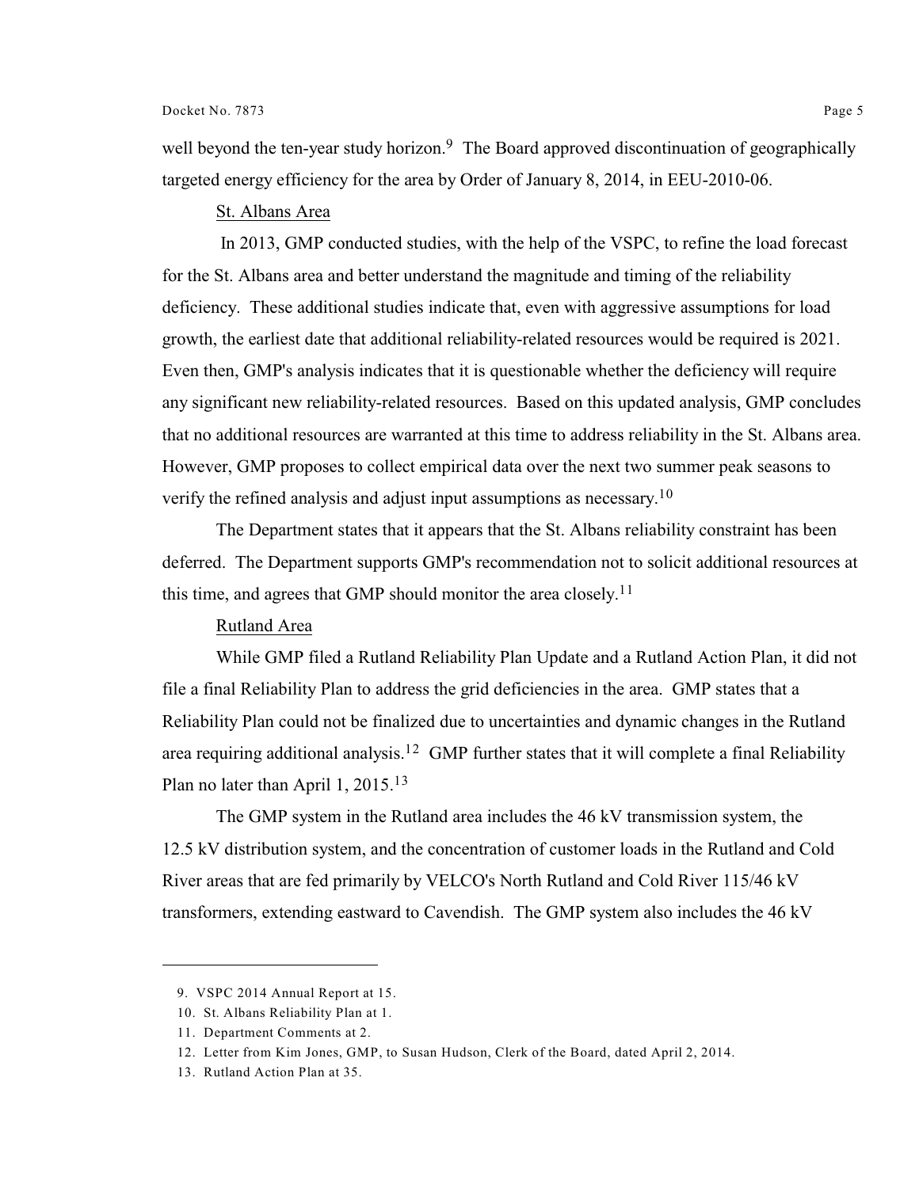well beyond the ten-year study horizon.[9] The Board approved discontinuation of geographically targeted energy efficiency for the area by Order of January 8, 2014, in EEU-2010-06.

St. Albans Area

In 2013, GMP conducted studies, with the help of the VSPC, to refine the load forecast for the St. Albans area and better understand the magnitude and timing of the reliability deficiency. These additional studies indicate that, even with aggressive assumptions for load growth, the earliest date that additional reliability-related resources would be required is 2021. Even then, GMP's analysis indicates that it is questionable whether the deficiency will require any significant new reliability-related resources. Based on this updated analysis, GMP concludes that no additional resources are warranted at this time to address reliability in the St. Albans area. However, GMP proposes to collect empirical data over the next two summer peak seasons to verify the refined analysis and adjust input assumptions as necessary.[10]

The Department states that it appears that the St. Albans reliability constraint has been deferred. The Department supports GMP's recommendation not to solicit additional resources at this time, and agrees that GMP should monitor the area closely.[11]

Rutland Area

While GMP filed a Rutland Reliability Plan Update and a Rutland Action Plan, it did not file a final Reliability Plan to address the grid deficiencies in the area. GMP states that a Reliability Plan could not be finalized due to uncertainties and dynamic changes in the Rutland area requiring additional analysis.[12] GMP further states that it will complete a final Reliability Plan no later than April 1, 2015.[13]

The GMP system in the Rutland area includes the 46 kV transmission system, the 12.5 kV distribution system, and the concentration of customer loads in the Rutland and Cold River areas that are fed primarily by VELCO's North Rutland and Cold River 115/46 kV transformers, extending eastward to Cavendish. The GMP system also includes the 46 kV

---

9. VSPC 2014 Annual Report at 15.

10. St. Albans Reliability Plan at 1.

11. Department Comments at 2.

12. Letter from Kim Jones, GMP, to Susan Hudson, Clerk of the Board, dated April 2, 2014.

13. Rutland Action Plan at 35.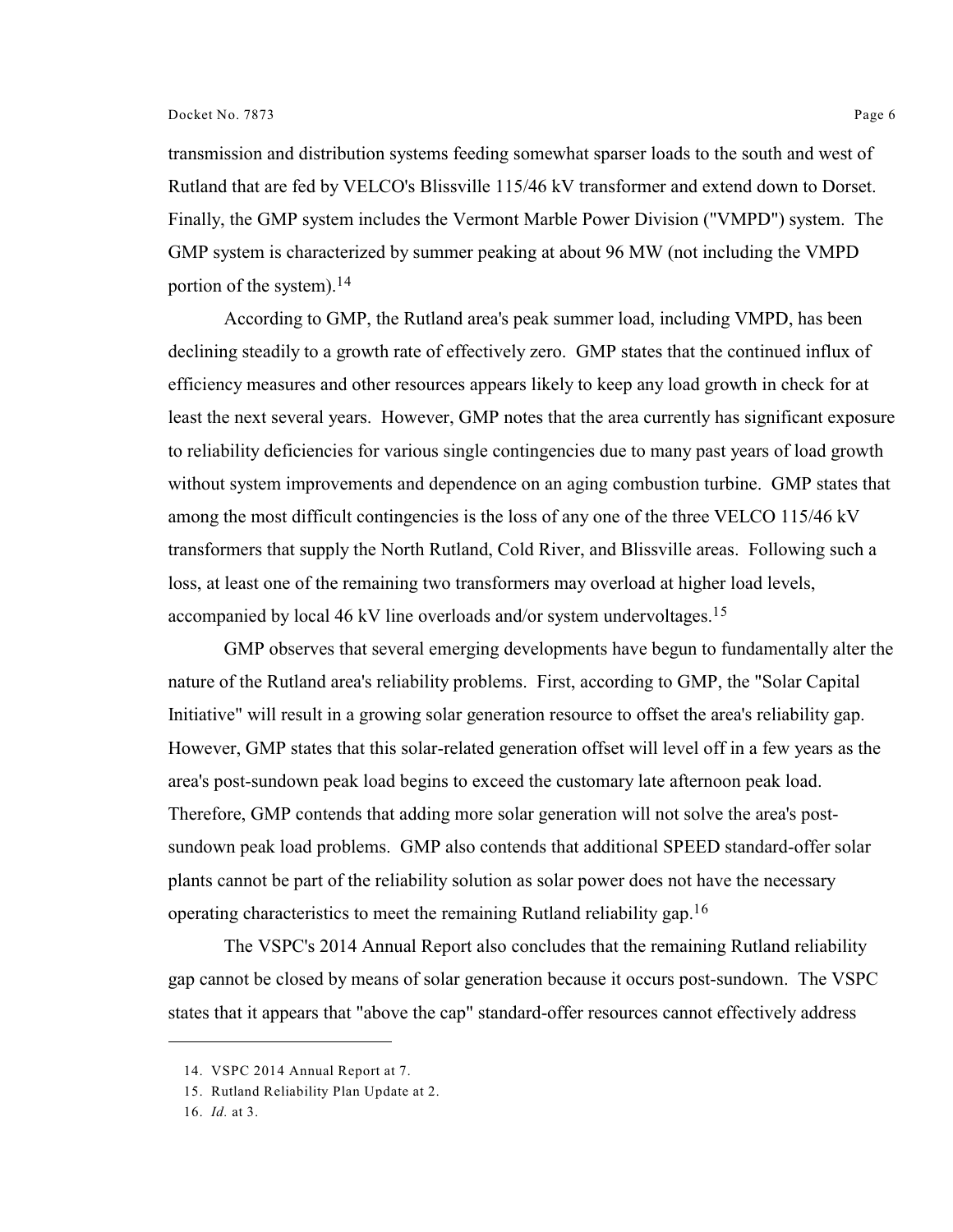transmission and distribution systems feeding somewhat sparser loads to the south and west of Rutland that are fed by VELCO's Blissville 115/46 kV transformer and extend down to Dorset. Finally, the GMP system includes the Vermont Marble Power Division ("VMPD") system. The GMP system is characterized by summer peaking at about 96 MW (not including the VMPD portion of the system).[14]

According to GMP, the Rutland area's peak summer load, including VMPD, has been declining steadily to a growth rate of effectively zero. GMP states that the continued influx of efficiency measures and other resources appears likely to keep any load growth in check for at least the next several years. However, GMP notes that the area currently has significant exposure to reliability deficiencies for various single contingencies due to many past years of load growth without system improvements and dependence on an aging combustion turbine. GMP states that among the most difficult contingencies is the loss of any one of the three VELCO 115/46 kV transformers that supply the North Rutland, Cold River, and Blissville areas. Following such a loss, at least one of the remaining two transformers may overload at higher load levels, accompanied by local 46 kV line overloads and/or system undervoltages.[15]

GMP observes that several emerging developments have begun to fundamentally alter the nature of the Rutland area's reliability problems. First, according to GMP, the "Solar Capital Initiative" will result in a growing solar generation resource to offset the area's reliability gap. However, GMP states that this solar-related generation offset will level off in a few years as the area's post-sundown peak load begins to exceed the customary late afternoon peak load. Therefore, GMP contends that adding more solar generation will not solve the area's post-sundown peak load problems. GMP also contends that additional SPEED standard-offer solar plants cannot be part of the reliability solution as solar power does not have the necessary operating characteristics to meet the remaining Rutland reliability gap.[16]

The VSPC's 2014 Annual Report also concludes that the remaining Rutland reliability gap cannot be closed by means of solar generation because it occurs post-sundown. The VSPC states that it appears that "above the cap" standard-offer resources cannot effectively address

---

14. VSPC 2014 Annual Report at 7.

15. Rutland Reliability Plan Update at 2.

16. *Id.* at 3.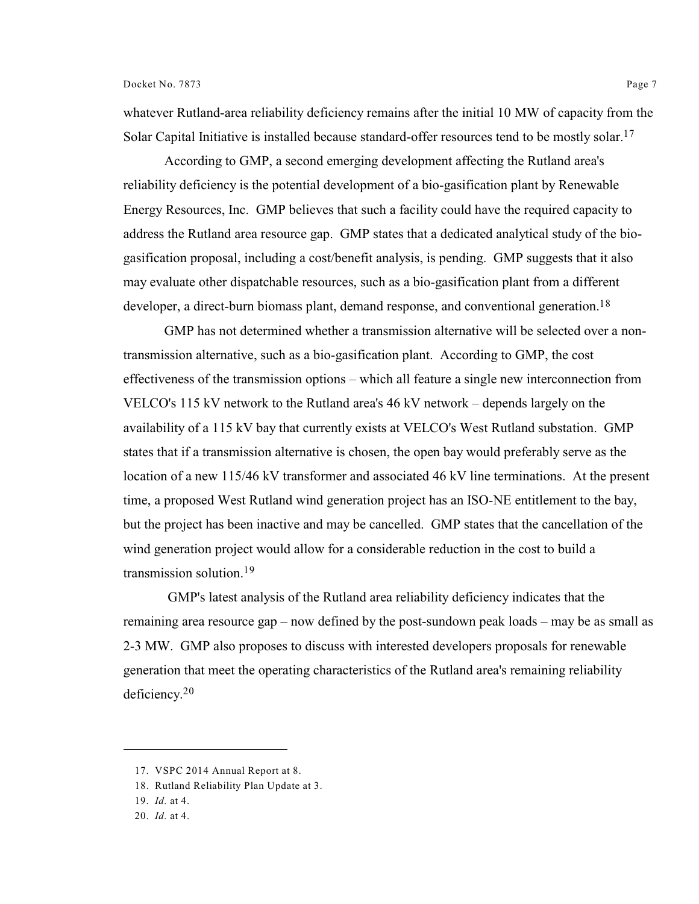whatever Rutland-area reliability deficiency remains after the initial 10 MW of capacity from the Solar Capital Initiative is installed because standard-offer resources tend to be mostly solar.[17]

According to GMP, a second emerging development affecting the Rutland area's reliability deficiency is the potential development of a bio-gasification plant by Renewable Energy Resources, Inc. GMP believes that such a facility could have the required capacity to address the Rutland area resource gap. GMP states that a dedicated analytical study of the bio-gasification proposal, including a cost/benefit analysis, is pending. GMP suggests that it also may evaluate other dispatchable resources, such as a bio-gasification plant from a different developer, a direct-burn biomass plant, demand response, and conventional generation.[18]

GMP has not determined whether a transmission alternative will be selected over a non-transmission alternative, such as a bio-gasification plant. According to GMP, the cost effectiveness of the transmission options – which all feature a single new interconnection from VELCO's 115 kV network to the Rutland area's 46 kV network – depends largely on the availability of a 115 kV bay that currently exists at VELCO's West Rutland substation. GMP states that if a transmission alternative is chosen, the open bay would preferably serve as the location of a new 115/46 kV transformer and associated 46 kV line terminations. At the present time, a proposed West Rutland wind generation project has an ISO-NE entitlement to the bay, but the project has been inactive and may be cancelled. GMP states that the cancellation of the wind generation project would allow for a considerable reduction in the cost to build a transmission solution.[19]

GMP's latest analysis of the Rutland area reliability deficiency indicates that the remaining area resource gap – now defined by the post-sundown peak loads – may be as small as 2-3 MW. GMP also proposes to discuss with interested developers proposals for renewable generation that meet the operating characteristics of the Rutland area's remaining reliability deficiency.[20]

---

17. VSPC 2014 Annual Report at 8.
18. Rutland Reliability Plan Update at 3.
19. *Id.* at 4.
20. *Id.* at 4.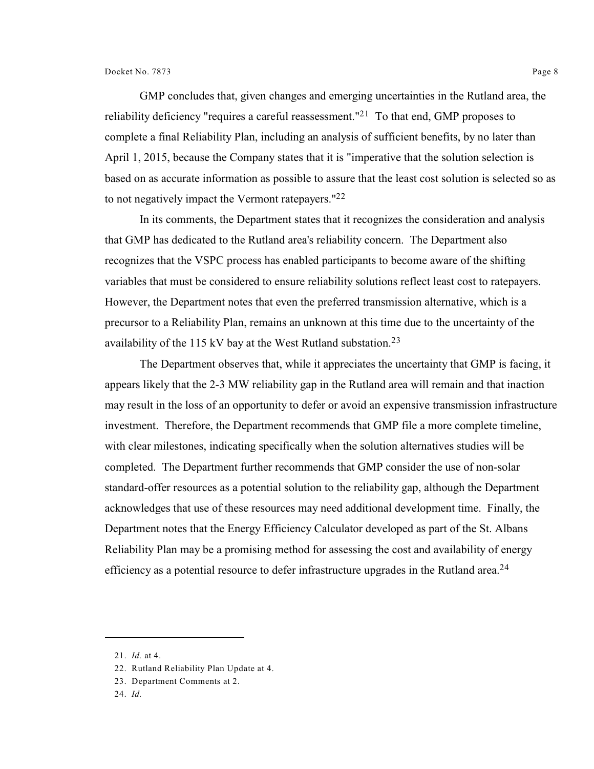GMP concludes that, given changes and emerging uncertainties in the Rutland area, the reliability deficiency "requires a careful reassessment."[21] To that end, GMP proposes to complete a final Reliability Plan, including an analysis of sufficient benefits, by no later than April 1, 2015, because the Company states that it is "imperative that the solution selection is based on as accurate information as possible to assure that the least cost solution is selected so as to not negatively impact the Vermont ratepayers."[22]

In its comments, the Department states that it recognizes the consideration and analysis that GMP has dedicated to the Rutland area's reliability concern. The Department also recognizes that the VSPC process has enabled participants to become aware of the shifting variables that must be considered to ensure reliability solutions reflect least cost to ratepayers. However, the Department notes that even the preferred transmission alternative, which is a precursor to a Reliability Plan, remains an unknown at this time due to the uncertainty of the availability of the 115 kV bay at the West Rutland substation.[23]

The Department observes that, while it appreciates the uncertainty that GMP is facing, it appears likely that the 2-3 MW reliability gap in the Rutland area will remain and that inaction may result in the loss of an opportunity to defer or avoid an expensive transmission infrastructure investment. Therefore, the Department recommends that GMP file a more complete timeline, with clear milestones, indicating specifically when the solution alternatives studies will be completed. The Department further recommends that GMP consider the use of non-solar standard-offer resources as a potential solution to the reliability gap, although the Department acknowledges that use of these resources may need additional development time. Finally, the Department notes that the Energy Efficiency Calculator developed as part of the St. Albans Reliability Plan may be a promising method for assessing the cost and availability of energy efficiency as a potential resource to defer infrastructure upgrades in the Rutland area.[24]

---

21. *Id.* at 4.
22. Rutland Reliability Plan Update at 4.
23. Department Comments at 2.
24. *Id.*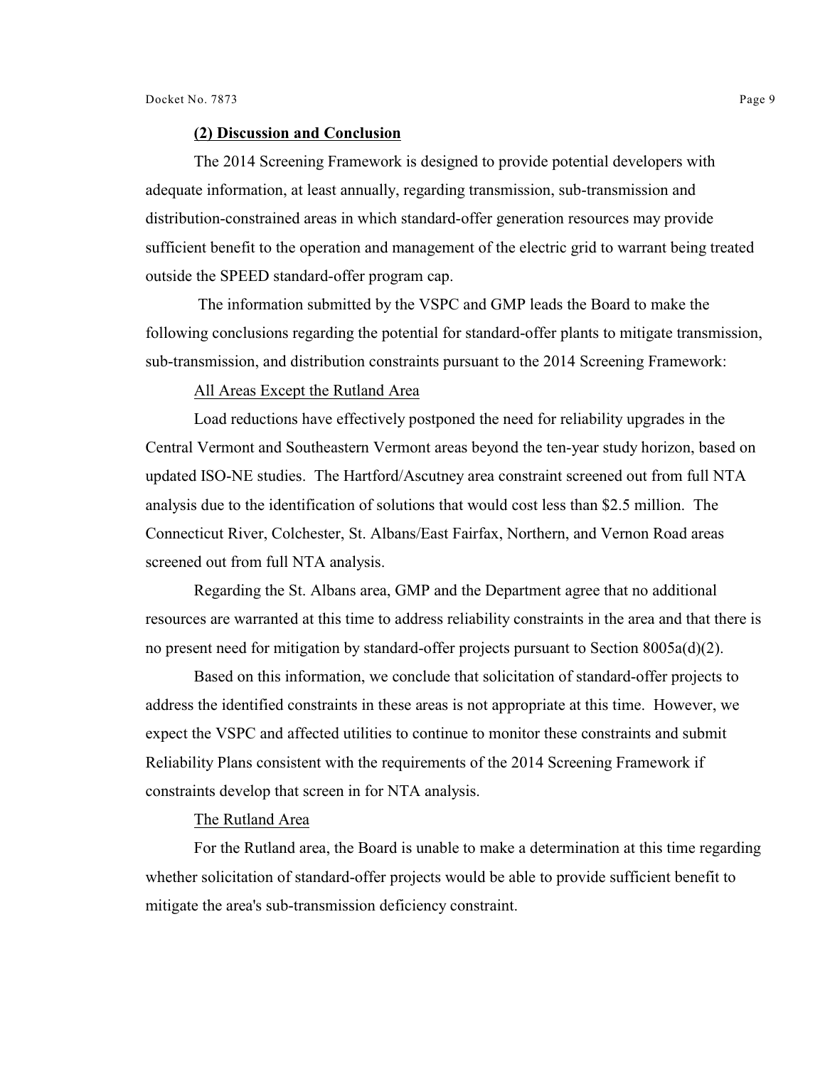**(2) Discussion and Conclusion**

The 2014 Screening Framework is designed to provide potential developers with adequate information, at least annually, regarding transmission, sub-transmission and distribution-constrained areas in which standard-offer generation resources may provide sufficient benefit to the operation and management of the electric grid to warrant being treated outside the SPEED standard-offer program cap.

The information submitted by the VSPC and GMP leads the Board to make the following conclusions regarding the potential for standard-offer plants to mitigate transmission, sub-transmission, and distribution constraints pursuant to the 2014 Screening Framework:

All Areas Except the Rutland Area

Load reductions have effectively postponed the need for reliability upgrades in the Central Vermont and Southeastern Vermont areas beyond the ten-year study horizon, based on updated ISO-NE studies. The Hartford/Ascutney area constraint screened out from full NTA analysis due to the identification of solutions that would cost less than $2.5 million. The Connecticut River, Colchester, St. Albans/East Fairfax, Northern, and Vernon Road areas screened out from full NTA analysis.

Regarding the St. Albans area, GMP and the Department agree that no additional resources are warranted at this time to address reliability constraints in the area and that there is no present need for mitigation by standard-offer projects pursuant to Section 8005a(d)(2).

Based on this information, we conclude that solicitation of standard-offer projects to address the identified constraints in these areas is not appropriate at this time. However, we expect the VSPC and affected utilities to continue to monitor these constraints and submit Reliability Plans consistent with the requirements of the 2014 Screening Framework if constraints develop that screen in for NTA analysis.

The Rutland Area

For the Rutland area, the Board is unable to make a determination at this time regarding whether solicitation of standard-offer projects would be able to provide sufficient benefit to mitigate the area's sub-transmission deficiency constraint.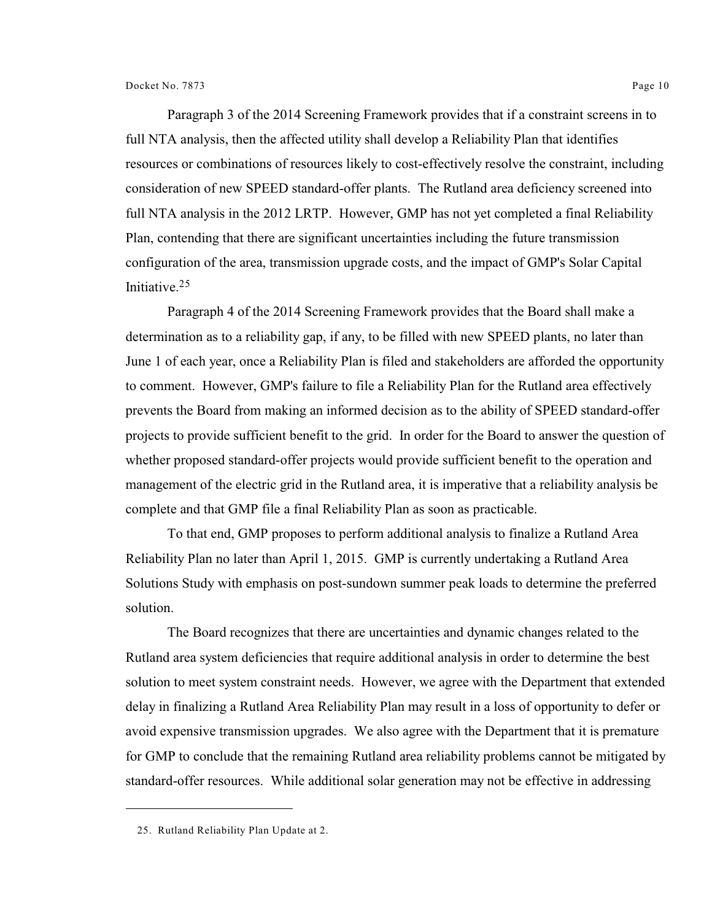Paragraph 3 of the 2014 Screening Framework provides that if a constraint screens in to full NTA analysis, then the affected utility shall develop a Reliability Plan that identifies resources or combinations of resources likely to cost-effectively resolve the constraint, including consideration of new SPEED standard-offer plants. The Rutland area deficiency screened into full NTA analysis in the 2012 LRTP. However, GMP has not yet completed a final Reliability Plan, contending that there are significant uncertainties including the future transmission configuration of the area, transmission upgrade costs, and the impact of GMP's Solar Capital Initiative.[25]

Paragraph 4 of the 2014 Screening Framework provides that the Board shall make a determination as to a reliability gap, if any, to be filled with new SPEED plants, no later than June 1 of each year, once a Reliability Plan is filed and stakeholders are afforded the opportunity to comment. However, GMP's failure to file a Reliability Plan for the Rutland area effectively prevents the Board from making an informed decision as to the ability of SPEED standard-offer projects to provide sufficient benefit to the grid. In order for the Board to answer the question of whether proposed standard-offer projects would provide sufficient benefit to the operation and management of the electric grid in the Rutland area, it is imperative that a reliability analysis be complete and that GMP file a final Reliability Plan as soon as practicable.

To that end, GMP proposes to perform additional analysis to finalize a Rutland Area Reliability Plan no later than April 1, 2015. GMP is currently undertaking a Rutland Area Solutions Study with emphasis on post-sundown summer peak loads to determine the preferred solution.

The Board recognizes that there are uncertainties and dynamic changes related to the Rutland area system deficiencies that require additional analysis in order to determine the best solution to meet system constraint needs. However, we agree with the Department that extended delay in finalizing a Rutland Area Reliability Plan may result in a loss of opportunity to defer or avoid expensive transmission upgrades. We also agree with the Department that it is premature for GMP to conclude that the remaining Rutland area reliability problems cannot be mitigated by standard-offer resources. While additional solar generation may not be effective in addressing

---

25. Rutland Reliability Plan Update at 2.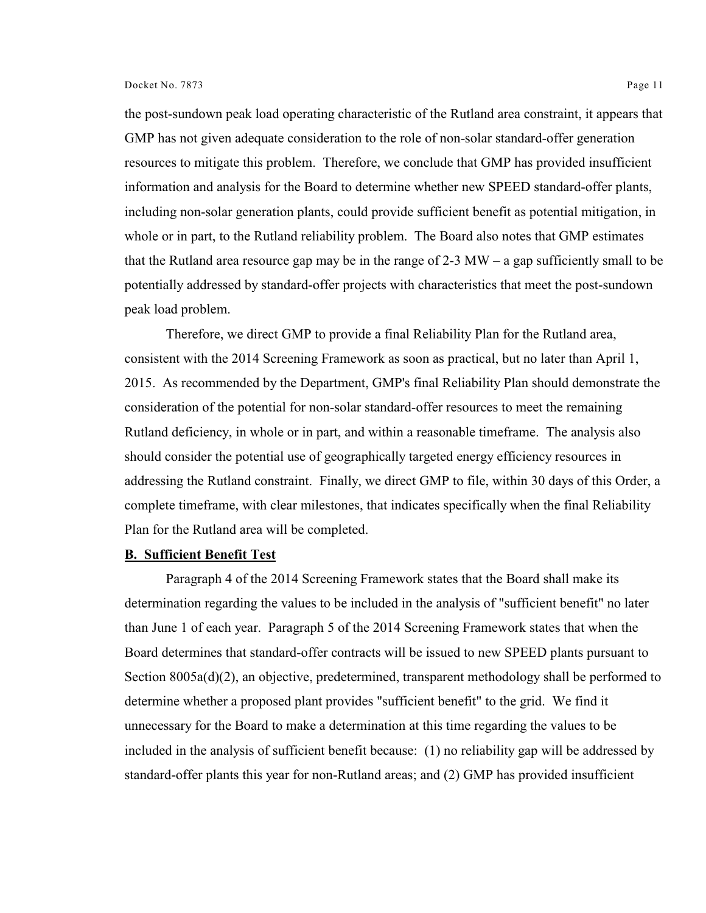the post-sundown peak load operating characteristic of the Rutland area constraint, it appears that GMP has not given adequate consideration to the role of non-solar standard-offer generation resources to mitigate this problem. Therefore, we conclude that GMP has provided insufficient information and analysis for the Board to determine whether new SPEED standard-offer plants, including non-solar generation plants, could provide sufficient benefit as potential mitigation, in whole or in part, to the Rutland reliability problem. The Board also notes that GMP estimates that the Rutland area resource gap may be in the range of 2-3 MW – a gap sufficiently small to be potentially addressed by standard-offer projects with characteristics that meet the post-sundown peak load problem.

Therefore, we direct GMP to provide a final Reliability Plan for the Rutland area, consistent with the 2014 Screening Framework as soon as practical, but no later than April 1, 2015. As recommended by the Department, GMP's final Reliability Plan should demonstrate the consideration of the potential for non-solar standard-offer resources to meet the remaining Rutland deficiency, in whole or in part, and within a reasonable timeframe. The analysis also should consider the potential use of geographically targeted energy efficiency resources in addressing the Rutland constraint. Finally, we direct GMP to file, within 30 days of this Order, a complete timeframe, with clear milestones, that indicates specifically when the final Reliability Plan for the Rutland area will be completed.

**B. Sufficient Benefit Test**

Paragraph 4 of the 2014 Screening Framework states that the Board shall make its determination regarding the values to be included in the analysis of "sufficient benefit" no later than June 1 of each year. Paragraph 5 of the 2014 Screening Framework states that when the Board determines that standard-offer contracts will be issued to new SPEED plants pursuant to Section 8005a(d)(2), an objective, predetermined, transparent methodology shall be performed to determine whether a proposed plant provides "sufficient benefit" to the grid. We find it unnecessary for the Board to make a determination at this time regarding the values to be included in the analysis of sufficient benefit because: (1) no reliability gap will be addressed by standard-offer plants this year for non-Rutland areas; and (2) GMP has provided insufficient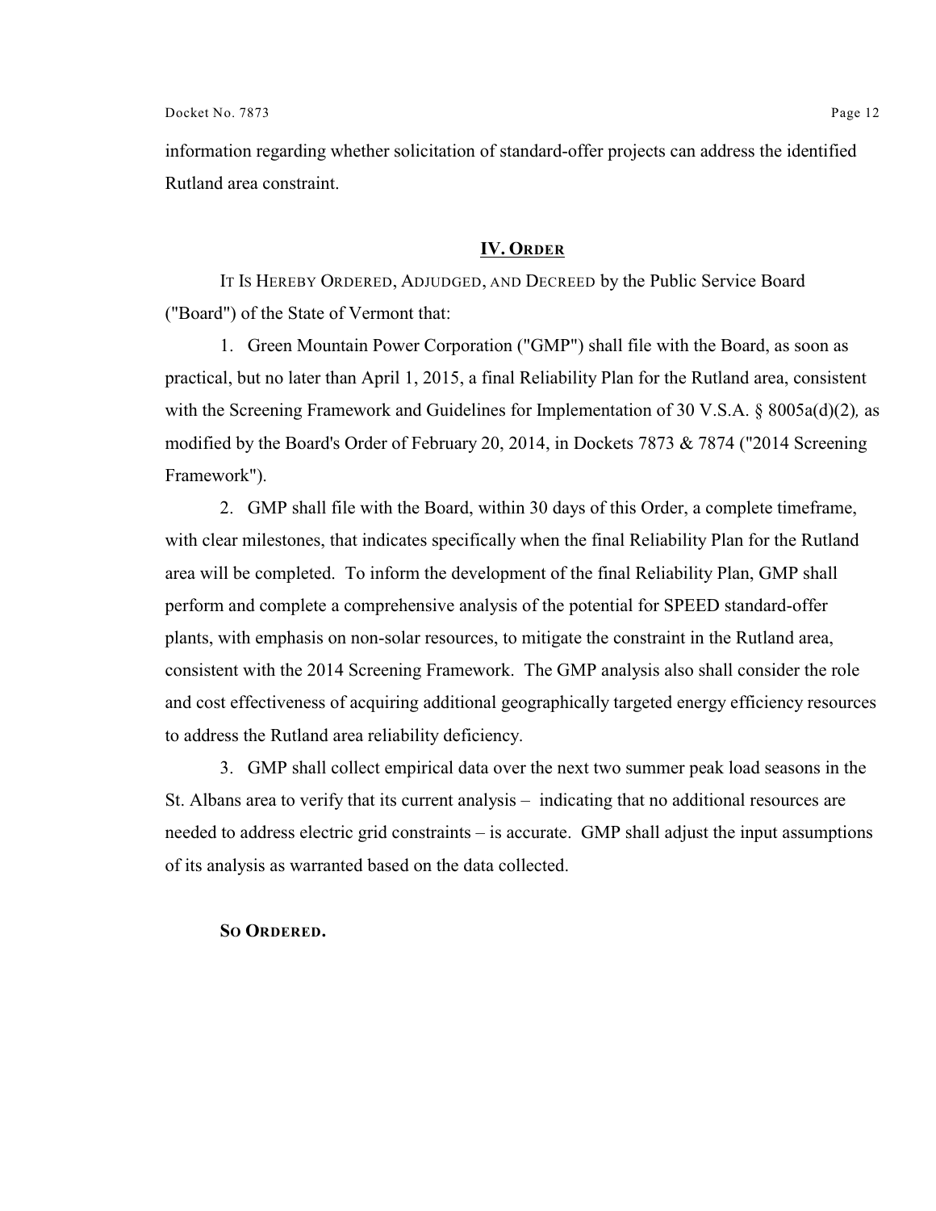information regarding whether solicitation of standard-offer projects can address the identified Rutland area constraint.

## IV. ORDER

IT IS HEREBY ORDERED, ADJUDGED, AND DECREED by the Public Service Board ("Board") of the State of Vermont that:

1. Green Mountain Power Corporation ("GMP") shall file with the Board, as soon as practical, but no later than April 1, 2015, a final Reliability Plan for the Rutland area, consistent with the Screening Framework and Guidelines for Implementation of 30 V.S.A. § 8005a(d)(2)*,* as modified by the Board's Order of February 20, 2014, in Dockets 7873 & 7874 ("2014 Screening Framework").

2. GMP shall file with the Board, within 30 days of this Order, a complete timeframe, with clear milestones, that indicates specifically when the final Reliability Plan for the Rutland area will be completed. To inform the development of the final Reliability Plan, GMP shall perform and complete a comprehensive analysis of the potential for SPEED standard-offer plants, with emphasis on non-solar resources, to mitigate the constraint in the Rutland area, consistent with the 2014 Screening Framework. The GMP analysis also shall consider the role and cost effectiveness of acquiring additional geographically targeted energy efficiency resources to address the Rutland area reliability deficiency.

3. GMP shall collect empirical data over the next two summer peak load seasons in the St. Albans area to verify that its current analysis – indicating that no additional resources are needed to address electric grid constraints – is accurate. GMP shall adjust the input assumptions of its analysis as warranted based on the data collected.

**SO ORDERED.**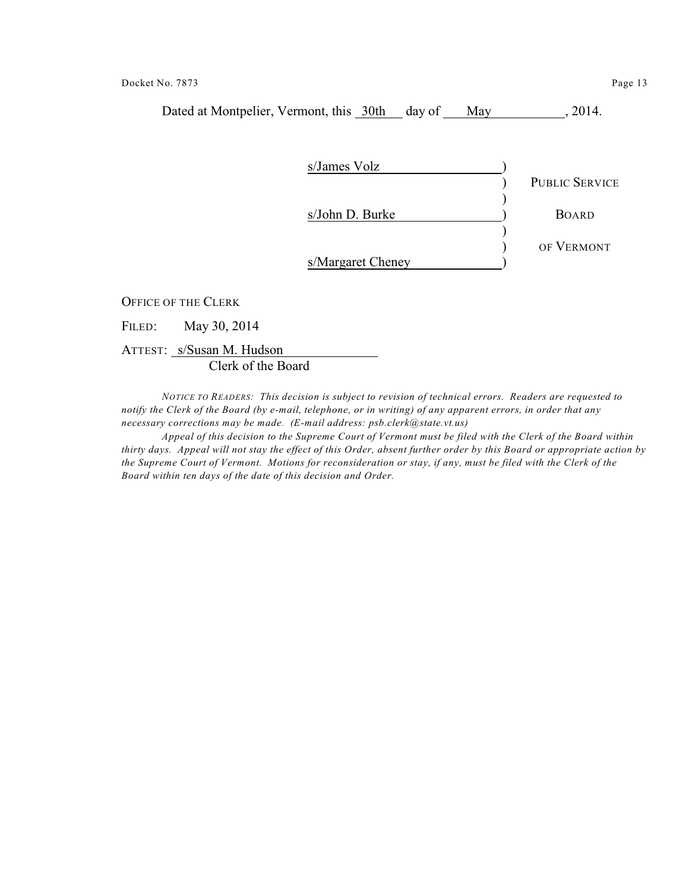Dated at Montpelier, Vermont, this 30th day of May, 2014.

| | |
|---|---|
| s/James Volz | PUBLIC SERVICE |
| s/John D. Burke | BOARD |
| s/Margaret Cheney | OF VERMONT |

OFFICE OF THE CLERK

FILED: May 30, 2014

ATTEST: s/Susan M. Hudson
Clerk of the Board

*NOTICE TO READERS: This decision is subject to revision of technical errors. Readers are requested to notify the Clerk of the Board (by e-mail, telephone, or in writing) of any apparent errors, in order that any necessary corrections may be made. (E-mail address: psb.clerk@state.vt.us)*

*Appeal of this decision to the Supreme Court of Vermont must be filed with the Clerk of the Board within thirty days. Appeal will not stay the effect of this Order, absent further order by this Board or appropriate action by the Supreme Court of Vermont. Motions for reconsideration or stay, if any, must be filed with the Clerk of the Board within ten days of the date of this decision and Order.*